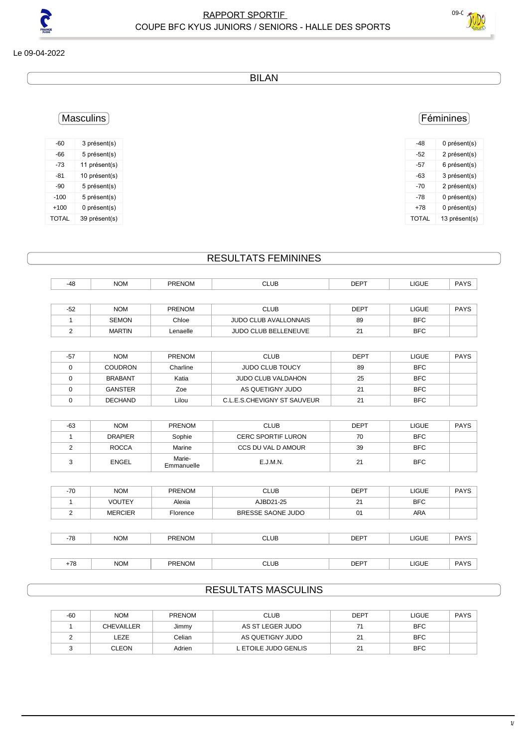# RAPPORT SPORTIF
## COUPE BFC KYUS JUNIORS / SENIORS - HALLE DES SPORTS

Le 09-04-2022

## BILAN

### Masculins

| | |
|---|---|
| -60 | 3 présent(s) |
| -66 | 5 présent(s) |
| -73 | 11 présent(s) |
| -81 | 10 présent(s) |
| -90 | 5 présent(s) |
| -100 | 5 présent(s) |
| +100 | 0 présent(s) |
| TOTAL | 39 présent(s) |

### Féminines

| | |
|---|---|
| -48 | 0 présent(s) |
| -52 | 2 présent(s) |
| -57 | 6 présent(s) |
| -63 | 3 présent(s) |
| -70 | 2 présent(s) |
| -78 | 0 présent(s) |
| +78 | 0 présent(s) |
| TOTAL | 13 présent(s) |

## RESULTATS FEMININES

| -48 | NOM | PRENOM | CLUB | DEPT | LIGUE | PAYS |
|---|---|---|---|---|---|---|

| -52 | NOM | PRENOM | CLUB | DEPT | LIGUE | PAYS |
|---|---|---|---|---|---|---|
| 1 | SEMON | Chloe | JUDO CLUB AVALLONNAIS | 89 | BFC | |
| 2 | MARTIN | Lenaelle | JUDO CLUB BELLENEUVE | 21 | BFC | |

| -57 | NOM | PRENOM | CLUB | DEPT | LIGUE | PAYS |
|---|---|---|---|---|---|---|
| 0 | COUDRON | Charline | JUDO CLUB TOUCY | 89 | BFC | |
| 0 | BRABANT | Katia | JUDO CLUB VALDAHON | 25 | BFC | |
| 0 | GANSTER | Zoe | AS QUETIGNY JUDO | 21 | BFC | |
| 0 | DECHAND | Lilou | C.L.E.S.CHEVIGNY ST SAUVEUR | 21 | BFC | |

| -63 | NOM | PRENOM | CLUB | DEPT | LIGUE | PAYS |
|---|---|---|---|---|---|---|
| 1 | DRAPIER | Sophie | CERC SPORTIF LURON | 70 | BFC | |
| 2 | ROCCA | Marine | CCS DU VAL D AMOUR | 39 | BFC | |
| 3 | ENGEL | Marie-Emmanuelle | E.J.M.N. | 21 | BFC | |

| -70 | NOM | PRENOM | CLUB | DEPT | LIGUE | PAYS |
|---|---|---|---|---|---|---|
| 1 | VOUTEY | Alexia | AJBD21-25 | 21 | BFC | |
| 2 | MERCIER | Florence | BRESSE SAONE JUDO | 01 | ARA | |

| -78 | NOM | PRENOM | CLUB | DEPT | LIGUE | PAYS |
|---|---|---|---|---|---|---|

| +78 | NOM | PRENOM | CLUB | DEPT | LIGUE | PAYS |
|---|---|---|---|---|---|---|

## RESULTATS MASCULINS

| -60 | NOM | PRENOM | CLUB | DEPT | LIGUE | PAYS |
|---|---|---|---|---|---|---|
| 1 | CHEVAILLER | Jimmy | AS ST LEGER JUDO | 71 | BFC | |
| 2 | LEZE | Celian | AS QUETIGNY JUDO | 21 | BFC | |
| 3 | CLEON | Adrien | L ETOILE JUDO GENLIS | 21 | BFC | |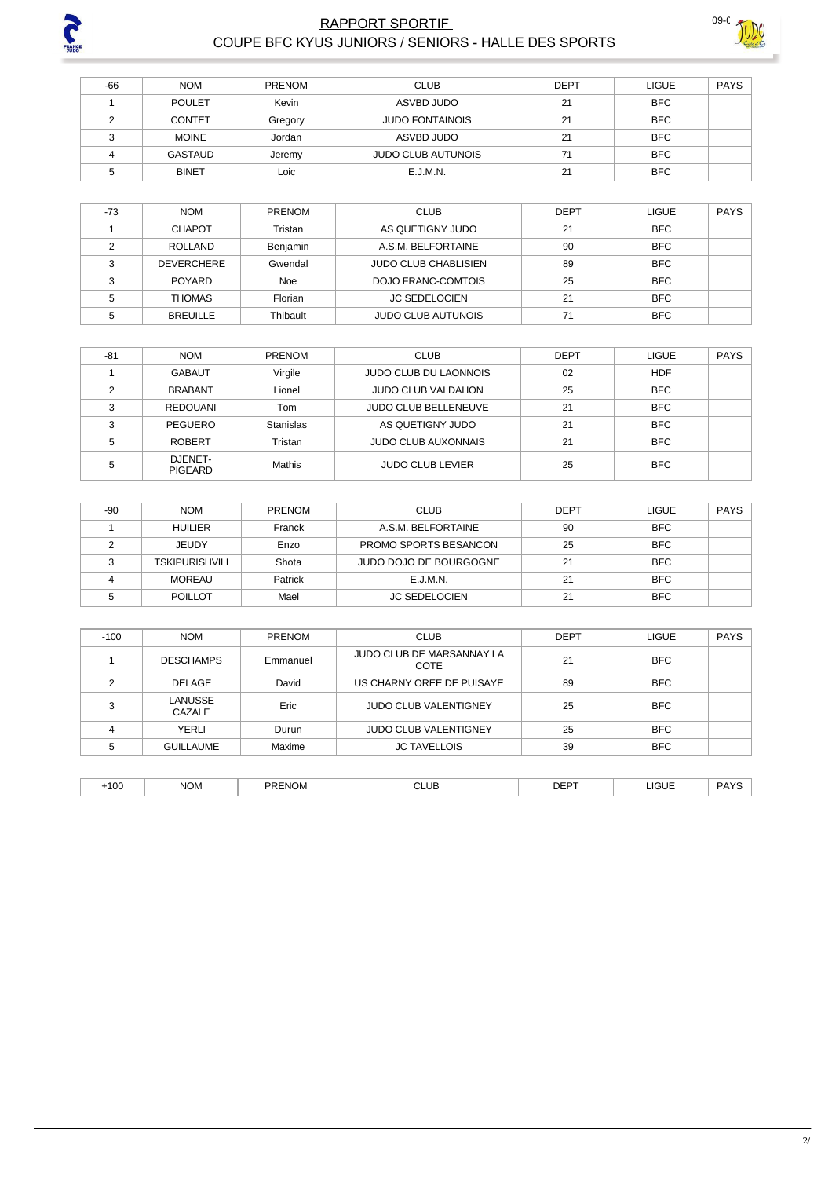# RAPPORT SPORTIF

## COUPE BFC KYUS JUNIORS / SENIORS - HALLE DES SPORTS

| -66 | NOM | PRENOM | CLUB | DEPT | LIGUE | PAYS |
|---|---|---|---|---|---|---|
| 1 | POULET | Kevin | ASVBD JUDO | 21 | BFC | |
| 2 | CONTET | Gregory | JUDO FONTAINOIS | 21 | BFC | |
| 3 | MOINE | Jordan | ASVBD JUDO | 21 | BFC | |
| 4 | GASTAUD | Jeremy | JUDO CLUB AUTUNOIS | 71 | BFC | |
| 5 | BINET | Loic | E.J.M.N. | 21 | BFC | |

| -73 | NOM | PRENOM | CLUB | DEPT | LIGUE | PAYS |
|---|---|---|---|---|---|---|
| 1 | CHAPOT | Tristan | AS QUETIGNY JUDO | 21 | BFC | |
| 2 | ROLLAND | Benjamin | A.S.M. BELFORTAINE | 90 | BFC | |
| 3 | DEVERCHERE | Gwendal | JUDO CLUB CHABLISIEN | 89 | BFC | |
| 3 | POYARD | Noe | DOJO FRANC-COMTOIS | 25 | BFC | |
| 5 | THOMAS | Florian | JC SEDELOCIEN | 21 | BFC | |
| 5 | BREUILLE | Thibault | JUDO CLUB AUTUNOIS | 71 | BFC | |

| -81 | NOM | PRENOM | CLUB | DEPT | LIGUE | PAYS |
|---|---|---|---|---|---|---|
| 1 | GABAUT | Virgile | JUDO CLUB DU LAONNOIS | 02 | HDF | |
| 2 | BRABANT | Lionel | JUDO CLUB VALDAHON | 25 | BFC | |
| 3 | REDOUANI | Tom | JUDO CLUB BELLENEUVE | 21 | BFC | |
| 3 | PEGUERO | Stanislas | AS QUETIGNY JUDO | 21 | BFC | |
| 5 | ROBERT | Tristan | JUDO CLUB AUXONNAIS | 21 | BFC | |
| 5 | DJENET-PIGEARD | Mathis | JUDO CLUB LEVIER | 25 | BFC | |

| -90 | NOM | PRENOM | CLUB | DEPT | LIGUE | PAYS |
|---|---|---|---|---|---|---|
| 1 | HUILIER | Franck | A.S.M. BELFORTAINE | 90 | BFC | |
| 2 | JEUDY | Enzo | PROMO SPORTS BESANCON | 25 | BFC | |
| 3 | TSKIPURISHVILI | Shota | JUDO DOJO DE BOURGOGNE | 21 | BFC | |
| 4 | MOREAU | Patrick | E.J.M.N. | 21 | BFC | |
| 5 | POILLOT | Mael | JC SEDELOCIEN | 21 | BFC | |

| -100 | NOM | PRENOM | CLUB | DEPT | LIGUE | PAYS |
|---|---|---|---|---|---|---|
| 1 | DESCHAMPS | Emmanuel | JUDO CLUB DE MARSANNAY LA COTE | 21 | BFC | |
| 2 | DELAGE | David | US CHARNY OREE DE PUISAYE | 89 | BFC | |
| 3 | LANUSSE CAZALE | Eric | JUDO CLUB VALENTIGNEY | 25 | BFC | |
| 4 | YERLI | Durun | JUDO CLUB VALENTIGNEY | 25 | BFC | |
| 5 | GUILLAUME | Maxime | JC TAVELLOIS | 39 | BFC | |

| +100 | NOM | PRENOM | CLUB | DEPT | LIGUE | PAYS |
|---|---|---|---|---|---|---|